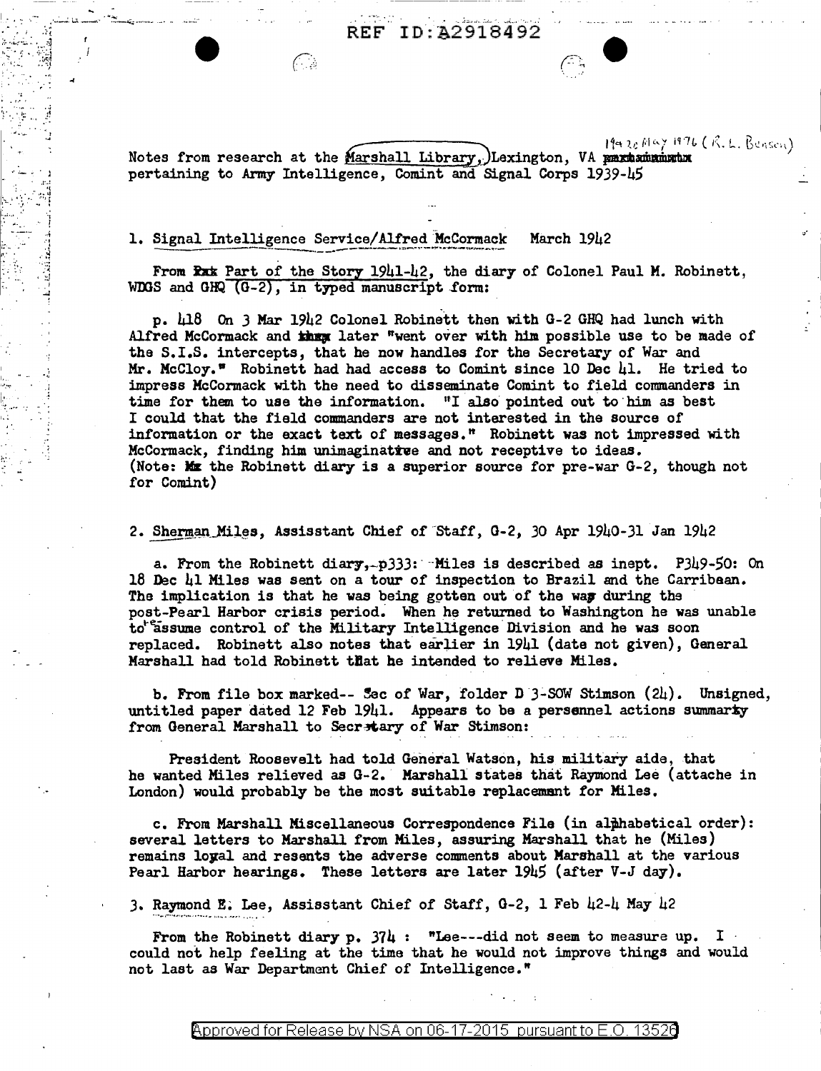REF ID:A2918492

19-20 May 1976 (R. L. Benson)

Notes from research at the Marshall Library, Lexington, VA pertaining to Army Intelligence, Comint and Signal Corps 1939-45

1. Signal Intelligence Service/Alfred McCormack March 1942

From Part of the Story 1941-42, the diary of Colonel Paul M. Robinett, WDGS and GHQ (G-2), in typed manuscript form:

p. 418 On 3 Mar 1942 Colonel Robinett then with G-2 GHQ had lunch with Alfred McCormack and later "went over with him possible use to be made of the S.I.S. intercepts, that he now handles for the Secretary of War and Mr. McCloy." Robinett had had access to Comint since 10 Dec 41. He tried to impress McCormack with the need to disseminate Comint to field commanders in time for them to use the information. "I also pointed out to him as best I could that the field commanders are not interested in the source of information or the exact text of messages." Robinett was not impressed with McCormack, finding him unimaginative and not receptive to ideas. (Note: the Robinett diary is a superior source for pre-war G-2, though not for Comint)

2. Sherman Miles, Assisstant Chief of Staff, G-2, 30 Apr 1940-31 Jan 1942

a. From the Robinett diary, p333: Miles is described as inept. P349-50: On 18 Dec 41 Miles was sent on a tour of inspection to Brazil and the Carribean. The implication is that he was being gotten out of the way during the post-Pearl Harbor crisis period. When he returned to Washington he was unable to reassume control of the Military Intelligence Division and he was soon replaced. Robinett also notes that earlier in 1941 (date not given), General Marshall had told Robinett that he intended to relieve Miles.

b. From file box marked-- Sec of War, folder D 3-SOW Stimson (24). Unsigned, untitled paper dated 12 Feb 1941. Appears to be a personnel actions summary from General Marshall to Secretary of War Stimson:

President Roosevelt had told General Watson, his military aide, that he wanted Miles relieved as G-2. Marshall states that Raymond Lee (attache in London) would probably be the most suitable replacement for Miles.

c. From Marshall Miscellaneous Correspondence File (in alphabetical order): several letters to Marshall from Miles, assuring Marshall that he (Miles) remains loyal and resents the adverse comments about Marshall at the various Pearl Harbor hearings. These letters are later 1945 (after V-J day).

3. Raymond E. Lee, Assisstant Chief of Staff, G-2, 1 Feb 42-4 May 42

From the Robinett diary p. 374 : "Lee---did not seem to measure up. I could not help feeling at the time that he would not improve things and would not last as War Department Chief of Intelligence."

Approved for Release by NSA on 06-17-2015 pursuant to E.O. 13526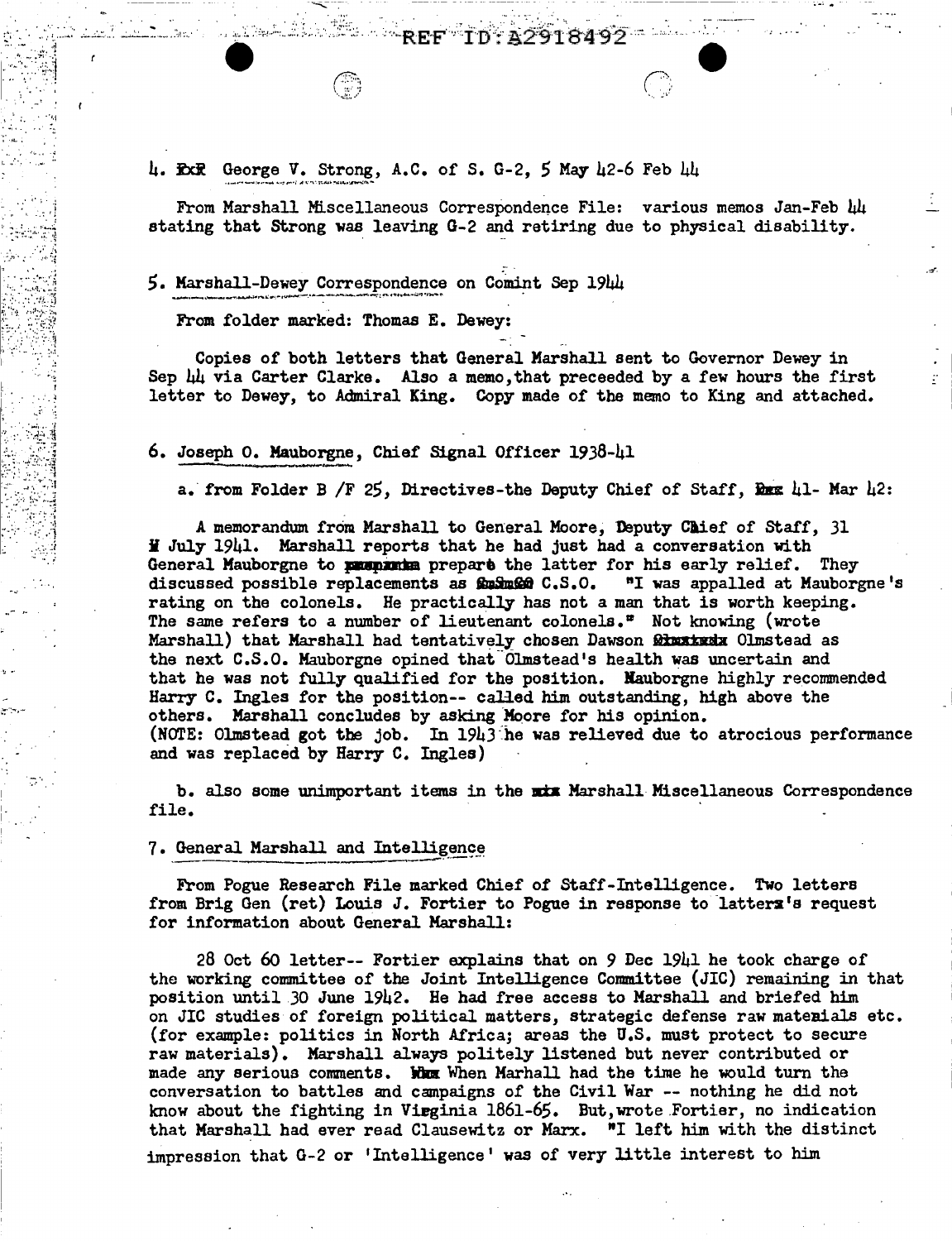REF ID:A2918492

4. ~~ExR~~ George V. Strong, A.C. of S. G-2, 5 May 42-6 Feb 44

From Marshall Miscellaneous Correspondence File: various memos Jan-Feb 44 stating that Strong was leaving G-2 and retiring due to physical disability.

5. Marshall-Dewey Correspondence on Comint Sep 1944

From folder marked: Thomas E. Dewey:

Copies of both letters that General Marshall sent to Governor Dewey in Sep 44 via Carter Clarke. Also a memo, that preceeded by a few hours the first letter to Dewey, to Admiral King. Copy made of the memo to King and attached.

6. Joseph O. Mauborgne, Chief Signal Officer 1938-41

a. from Folder B /F 25, Directives-the Deputy Chief of Staff, ~~Dec~~ 41- Mar 42:

A memorandum from Marshall to General Moore, Deputy Chief of Staff, 31 ~~M~~ July 1941. Marshall reports that he had just had a conversation with General Mauborgne to ~~prepare~~ prepare the latter for his early relief. They discussed possible replacements as ~~ChSnO~~ C.S.O. "I was appalled at Mauborgne's rating on the colonels. He practically has not a man that is worth keeping. The same refers to a number of lieutenant colonels." Not knowing (wrote Marshall) that Marshall had tentatively chosen Dawson ~~Olmstead~~ Olmstead as the next C.S.O. Mauborgne opined that Olmstead's health was uncertain and that he was not fully qualified for the position. Mauborgne highly recommended Harry C. Ingles for the position-- called him outstanding, high above the others. Marshall concludes by asking Moore for his opinion. (NOTE: Olmstead got the job. In 1943 he was relieved due to atrocious performance and was replaced by Harry C. Ingles)

b. also some unimportant items in the ~~mix~~ Marshall Miscellaneous Correspondence file.

7. General Marshall and Intelligence

From Pogue Research File marked Chief of Staff-Intelligence. Two letters from Brig Gen (ret) Louis J. Fortier to Pogue in response to latter~~s~~'s request for information about General Marshall:

28 Oct 60 letter-- Fortier explains that on 9 Dec 1941 he took charge of the working committee of the Joint Intelligence Committee (JIC) remaining in that position until 30 June 1942. He had free access to Marshall and briefed him on JIC studies of foreign political matters, strategic defense raw materials etc. (for example: politics in North Africa; areas the U.S. must protect to secure raw materials). Marshall always politely listened but never contributed or made any serious comments. ~~Whm~~ When Marhall had the time he would turn the conversation to battles and campaigns of the Civil War -- nothing he did not know about the fighting in Virginia 1861-65. But, wrote Fortier, no indication that Marshall had ever read Clausewitz or Marx. "I left him with the distinct impression that G-2 or 'Intelligence' was of very little interest to him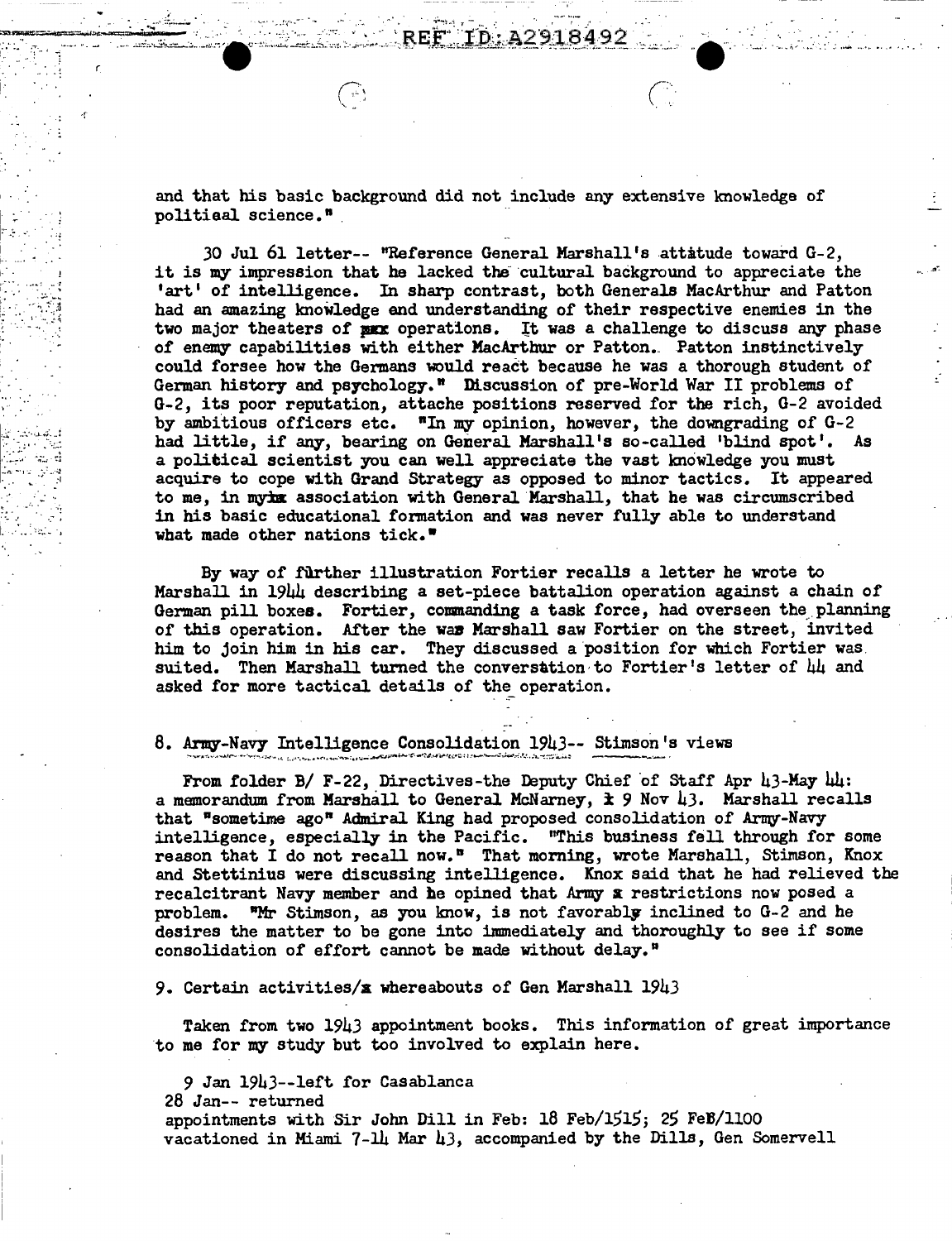and that his basic background did not include any extensive knowledge of politieal science."

30 Jul 61 letter-- "Reference General Marshall's attâtude toward G-2, it is my impression that he lacked the cultural background to appreciate the 'art' of intelligence. In sharp contrast, both Generals MacArthur and Patton had an amazing knowledge and understanding of their respective enemies in the two major theaters of ~~mxx~~ operations. It was a challenge to discuss any phase of enemy capabilities with either MacArthur or Patton. Patton instinctively could forsee how the Germans would react because he was a thorough student of German history and psychology." Discussion of pre-World War II problems of G-2, its poor reputation, attache positions reserved for the rich, G-2 avoided by ambitious officers etc. "In my opinion, however, the downgrading of G-2 had little, if any, bearing on General Marshall's so-called 'blind spot'. As a political scientist you can well appreciate the vast knowledge you must acquire to cope with Grand Strategy as opposed to minor tactics. It appeared to me, in ~~myxx~~ association with General Marshall, that he was circumscribed in his basic educational formation and was never fully able to understand what made other nations tick."

By way of fürther illustration Fortier recalls a letter he wrote to Marshall in 1944 describing a set-piece battalion operation against a chain of German pill boxes. Fortier, commanding a task force, had overseen the planning of this operation. After the was Marshall saw Fortier on the street, invited him to join him in his car. They discussed a position for which Fortier was suited. Then Marshall turned the conversation to Fortier's letter of 44 and asked for more tactical details of the operation.

8. Army-Navy Intelligence Consolidation 1943-- Stimson's views

From folder B/ F-22, Directives-the Deputy Chief of Staff Apr 43-May 44: a memorandum from Marshall to General McNarney, ~~x~~ 9 Nov 43. Marshall recalls that "sometime ago" Admiral King had proposed consolidation of Army-Navy intelligence, especially in the Pacific. "This business fell through for some reason that I do not recall now." That morning, wrote Marshall, Stimson, Knox and Stettinius were discussing intelligence. Knox said that he had relieved the recalcitrant Navy member and he opined that Army ~~x~~ restrictions now posed a problem. "Mr Stimson, as you know, is not favorably inclined to G-2 and he desires the matter to be gone into immediately and thoroughly to see if some consolidation of effort cannot be made without delay."

9. Certain activities/~~x~~ whereabouts of Gen Marshall 1943

Taken from two 1943 appointment books. This information of great importance to me for my study but too involved to explain here.

9 Jan 1943--left for Casablanca
28 Jan-- returned
appointments with Sir John Dill in Feb: 18 Feb/1515; 25 Feb/1100
vacationed in Miami 7-14 Mar 43, accompanied by the Dills, Gen Somervell